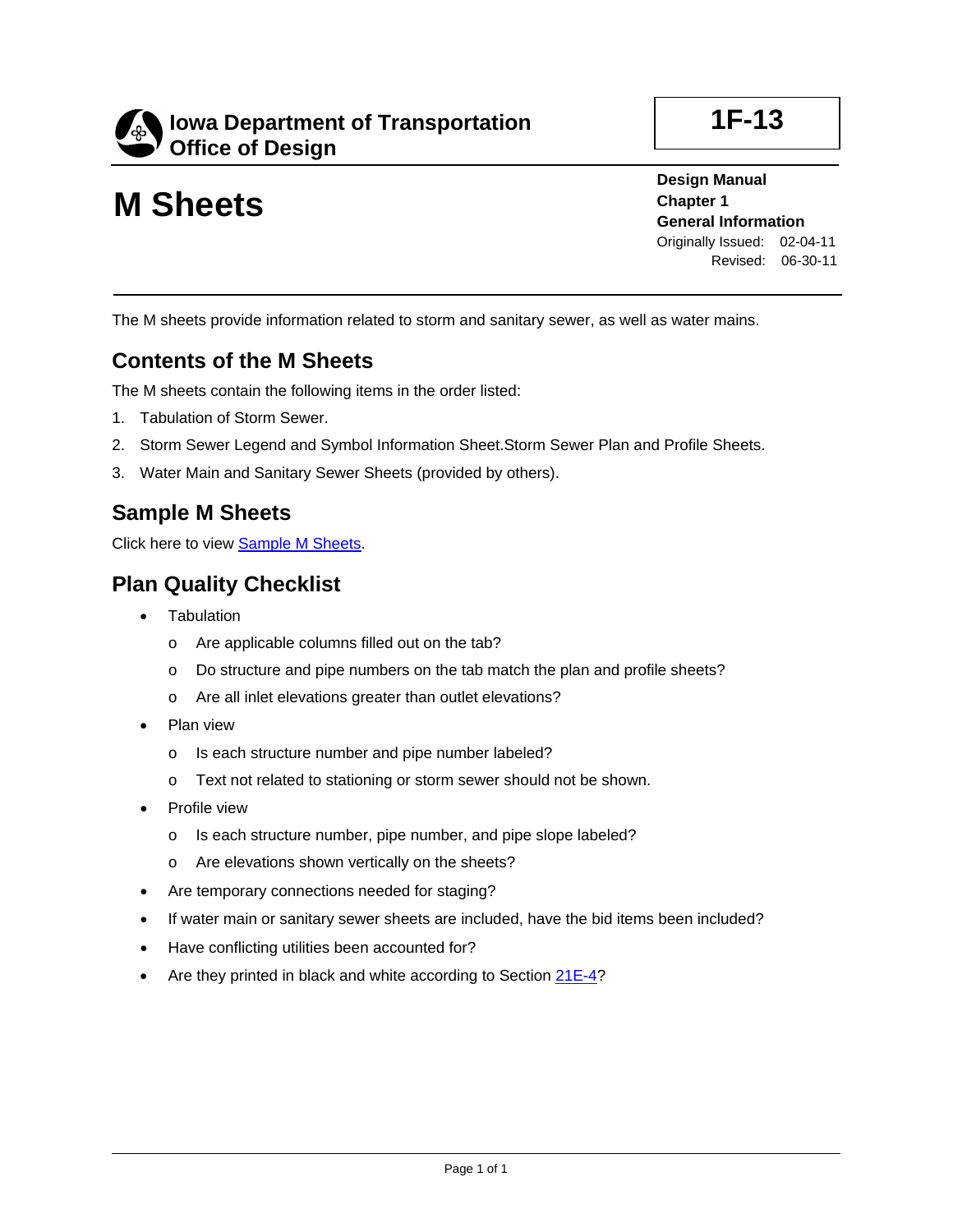# Iowa Department of Transportation Office of Design

**1F-13**

# M Sheets

**Design Manual**
**Chapter 1**
**General Information**
Originally Issued: 02-04-11
Revised: 06-30-11

The M sheets provide information related to storm and sanitary sewer, as well as water mains.

## Contents of the M Sheets

The M sheets contain the following items in the order listed:

1. Tabulation of Storm Sewer.
2. Storm Sewer Legend and Symbol Information Sheet.Storm Sewer Plan and Profile Sheets.
3. Water Main and Sanitary Sewer Sheets (provided by others).

## Sample M Sheets

Click here to view Sample M Sheets.

## Plan Quality Checklist

- Tabulation
  - Are applicable columns filled out on the tab?
  - Do structure and pipe numbers on the tab match the plan and profile sheets?
  - Are all inlet elevations greater than outlet elevations?
- Plan view
  - Is each structure number and pipe number labeled?
  - Text not related to stationing or storm sewer should not be shown.
- Profile view
  - Is each structure number, pipe number, and pipe slope labeled?
  - Are elevations shown vertically on the sheets?
- Are temporary connections needed for staging?
- If water main or sanitary sewer sheets are included, have the bid items been included?
- Have conflicting utilities been accounted for?
- Are they printed in black and white according to Section 21E-4?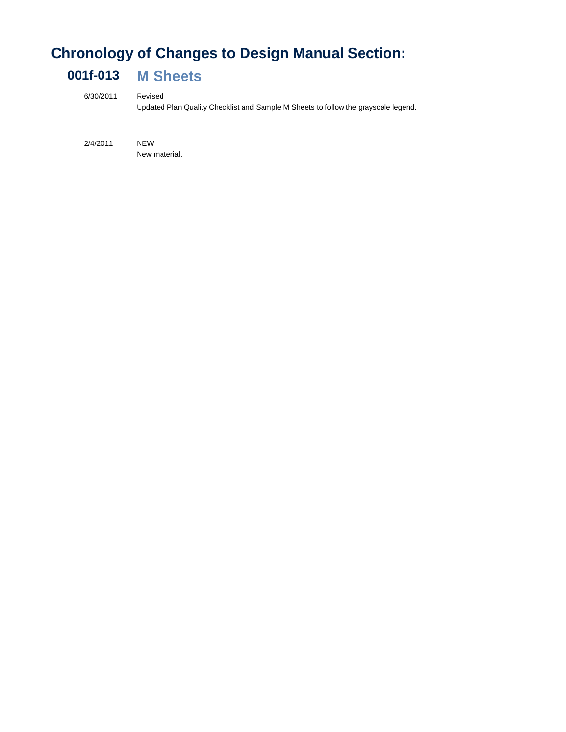# Chronology of Changes to Design Manual Section:

## 001f-013 M Sheets

6/30/2011 Revised

Updated Plan Quality Checklist and Sample M Sheets to follow the grayscale legend.

2/4/2011 NEW

New material.